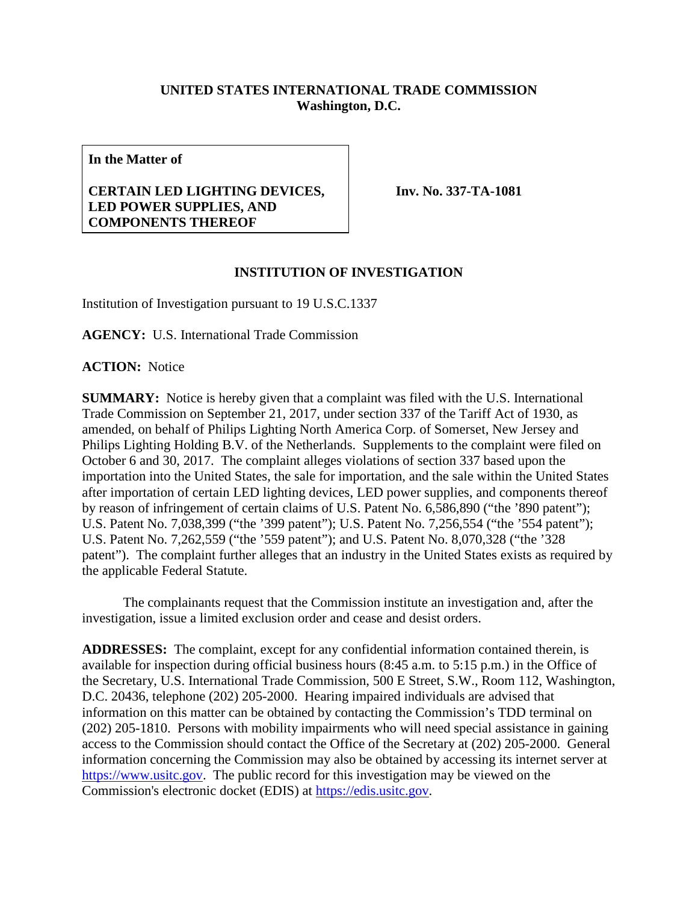**UNITED STATES INTERNATIONAL TRADE COMMISSION**
**Washington, D.C.**

| **In the Matter of** | |
|---|---|
| **CERTAIN LED LIGHTING DEVICES, LED POWER SUPPLIES, AND COMPONENTS THEREOF** | **Inv. No. 337-TA-1081** |

## INSTITUTION OF INVESTIGATION

Institution of Investigation pursuant to 19 U.S.C.1337

**AGENCY:** U.S. International Trade Commission

**ACTION:** Notice

**SUMMARY:** Notice is hereby given that a complaint was filed with the U.S. International Trade Commission on September 21, 2017, under section 337 of the Tariff Act of 1930, as amended, on behalf of Philips Lighting North America Corp. of Somerset, New Jersey and Philips Lighting Holding B.V. of the Netherlands. Supplements to the complaint were filed on October 6 and 30, 2017. The complaint alleges violations of section 337 based upon the importation into the United States, the sale for importation, and the sale within the United States after importation of certain LED lighting devices, LED power supplies, and components thereof by reason of infringement of certain claims of U.S. Patent No. 6,586,890 ("the '890 patent"); U.S. Patent No. 7,038,399 ("the '399 patent"); U.S. Patent No. 7,256,554 ("the '554 patent"); U.S. Patent No. 7,262,559 ("the '559 patent"); and U.S. Patent No. 8,070,328 ("the '328 patent"). The complaint further alleges that an industry in the United States exists as required by the applicable Federal Statute.

The complainants request that the Commission institute an investigation and, after the investigation, issue a limited exclusion order and cease and desist orders.

**ADDRESSES:** The complaint, except for any confidential information contained therein, is available for inspection during official business hours (8:45 a.m. to 5:15 p.m.) in the Office of the Secretary, U.S. International Trade Commission, 500 E Street, S.W., Room 112, Washington, D.C. 20436, telephone (202) 205-2000. Hearing impaired individuals are advised that information on this matter can be obtained by contacting the Commission's TDD terminal on (202) 205-1810. Persons with mobility impairments who will need special assistance in gaining access to the Commission should contact the Office of the Secretary at (202) 205-2000. General information concerning the Commission may also be obtained by accessing its internet server at https://www.usitc.gov. The public record for this investigation may be viewed on the Commission's electronic docket (EDIS) at https://edis.usitc.gov.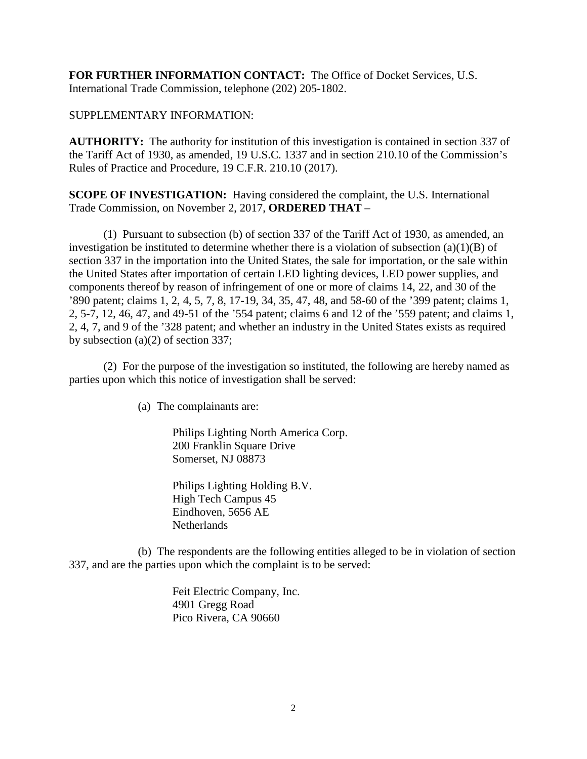**FOR FURTHER INFORMATION CONTACT:** The Office of Docket Services, U.S. International Trade Commission, telephone (202) 205-1802.

SUPPLEMENTARY INFORMATION:

**AUTHORITY:** The authority for institution of this investigation is contained in section 337 of the Tariff Act of 1930, as amended, 19 U.S.C. 1337 and in section 210.10 of the Commission's Rules of Practice and Procedure, 19 C.F.R. 210.10 (2017).

**SCOPE OF INVESTIGATION:** Having considered the complaint, the U.S. International Trade Commission, on November 2, 2017, **ORDERED THAT** –

(1) Pursuant to subsection (b) of section 337 of the Tariff Act of 1930, as amended, an investigation be instituted to determine whether there is a violation of subsection (a)(1)(B) of section 337 in the importation into the United States, the sale for importation, or the sale within the United States after importation of certain LED lighting devices, LED power supplies, and components thereof by reason of infringement of one or more of claims 14, 22, and 30 of the '890 patent; claims 1, 2, 4, 5, 7, 8, 17-19, 34, 35, 47, 48, and 58-60 of the '399 patent; claims 1, 2, 5-7, 12, 46, 47, and 49-51 of the '554 patent; claims 6 and 12 of the '559 patent; and claims 1, 2, 4, 7, and 9 of the '328 patent; and whether an industry in the United States exists as required by subsection (a)(2) of section 337;

(2) For the purpose of the investigation so instituted, the following are hereby named as parties upon which this notice of investigation shall be served:

(a) The complainants are:

Philips Lighting North America Corp.
200 Franklin Square Drive
Somerset, NJ 08873

Philips Lighting Holding B.V.
High Tech Campus 45
Eindhoven, 5656 AE
Netherlands

(b) The respondents are the following entities alleged to be in violation of section 337, and are the parties upon which the complaint is to be served:

Feit Electric Company, Inc.
4901 Gregg Road
Pico Rivera, CA 90660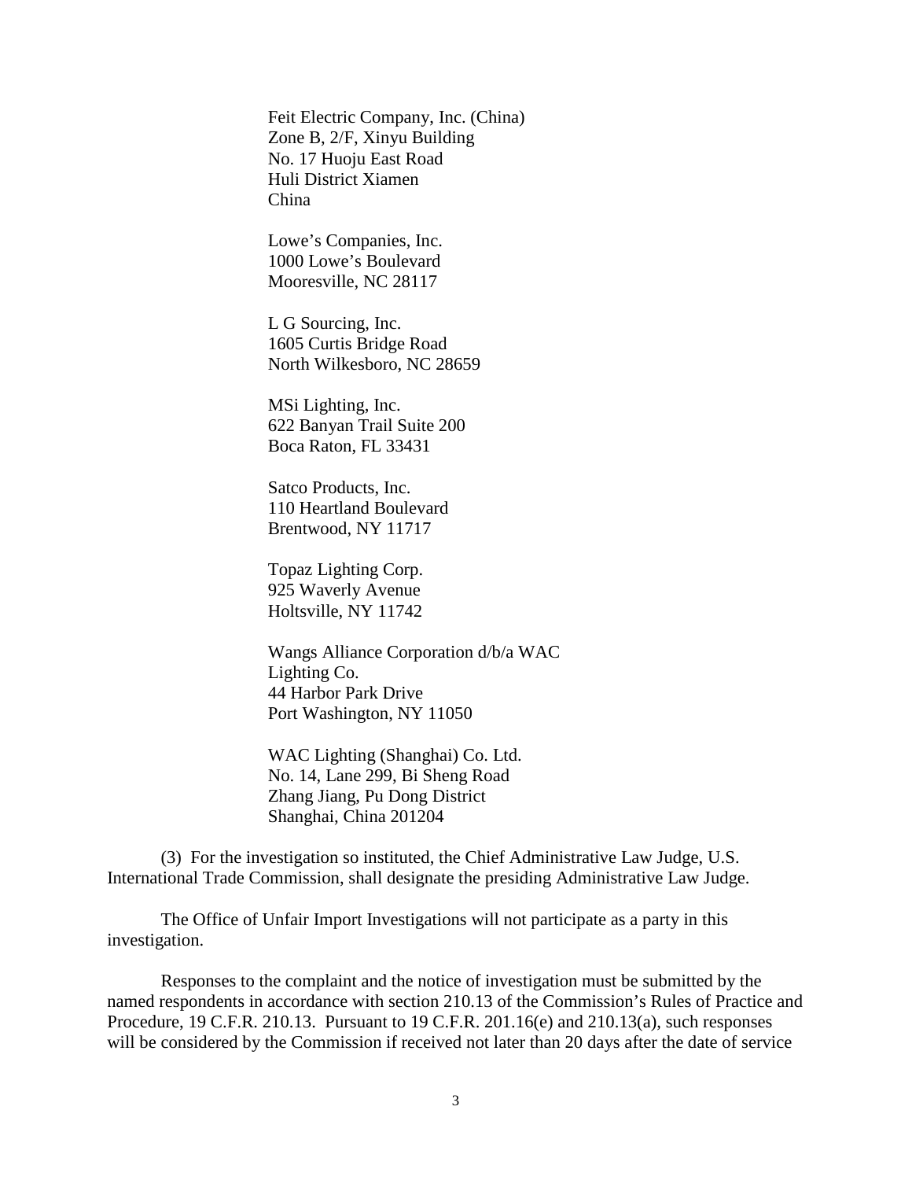Feit Electric Company, Inc. (China)
Zone B, 2/F, Xinyu Building
No. 17 Huoju East Road
Huli District Xiamen
China

Lowe's Companies, Inc.
1000 Lowe's Boulevard
Mooresville, NC 28117

L G Sourcing, Inc.
1605 Curtis Bridge Road
North Wilkesboro, NC 28659

MSi Lighting, Inc.
622 Banyan Trail Suite 200
Boca Raton, FL 33431

Satco Products, Inc.
110 Heartland Boulevard
Brentwood, NY 11717

Topaz Lighting Corp.
925 Waverly Avenue
Holtsville, NY 11742

Wangs Alliance Corporation d/b/a WAC
Lighting Co.
44 Harbor Park Drive
Port Washington, NY 11050

WAC Lighting (Shanghai) Co. Ltd.
No. 14, Lane 299, Bi Sheng Road
Zhang Jiang, Pu Dong District
Shanghai, China 201204

(3) For the investigation so instituted, the Chief Administrative Law Judge, U.S. International Trade Commission, shall designate the presiding Administrative Law Judge.

The Office of Unfair Import Investigations will not participate as a party in this investigation.

Responses to the complaint and the notice of investigation must be submitted by the named respondents in accordance with section 210.13 of the Commission's Rules of Practice and Procedure, 19 C.F.R. 210.13. Pursuant to 19 C.F.R. 201.16(e) and 210.13(a), such responses will be considered by the Commission if received not later than 20 days after the date of service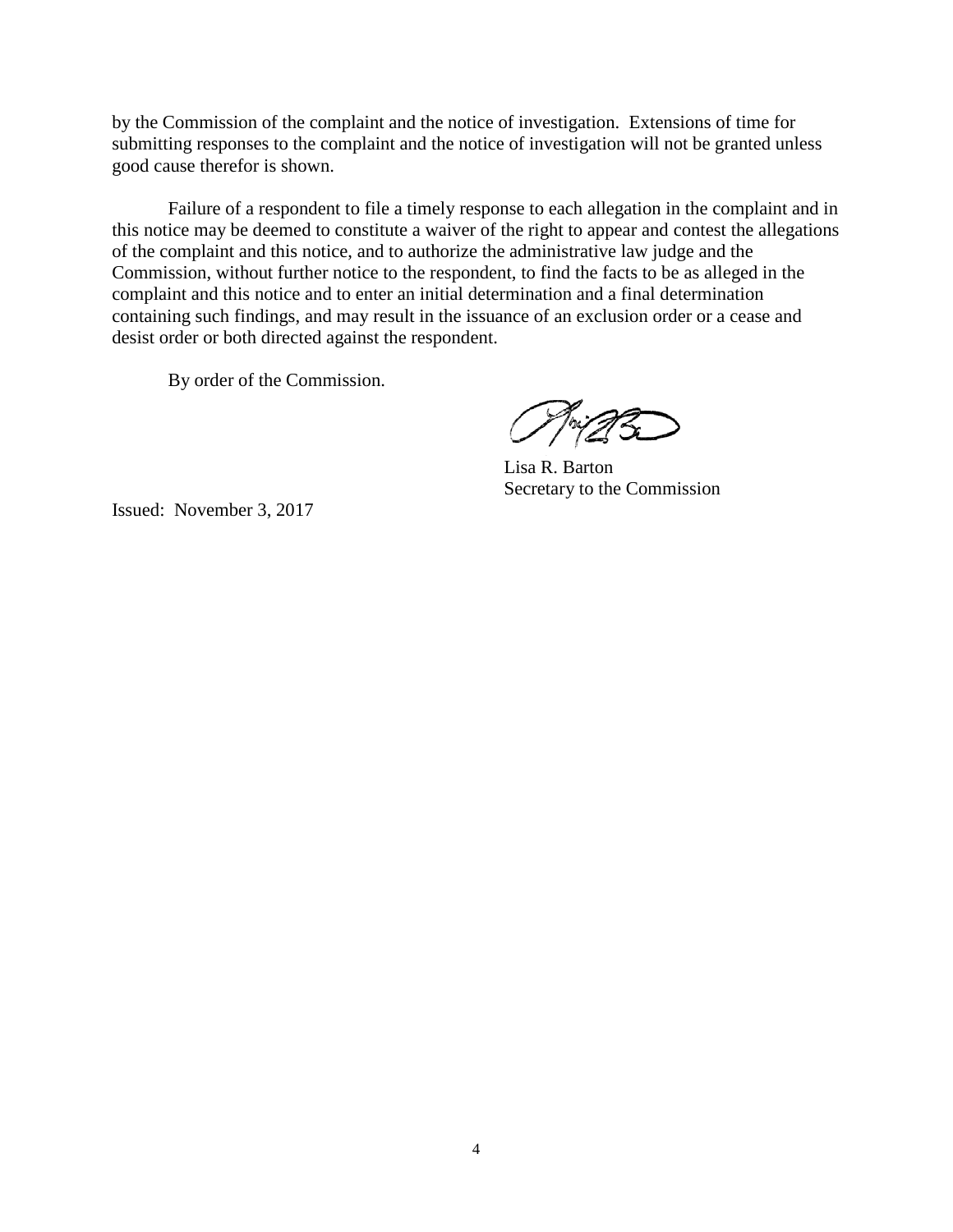by the Commission of the complaint and the notice of investigation. Extensions of time for submitting responses to the complaint and the notice of investigation will not be granted unless good cause therefor is shown.

Failure of a respondent to file a timely response to each allegation in the complaint and in this notice may be deemed to constitute a waiver of the right to appear and contest the allegations of the complaint and this notice, and to authorize the administrative law judge and the Commission, without further notice to the respondent, to find the facts to be as alleged in the complaint and this notice and to enter an initial determination and a final determination containing such findings, and may result in the issuance of an exclusion order or a cease and desist order or both directed against the respondent.

By order of the Commission.

Lisa R. Barton
Secretary to the Commission

Issued: November 3, 2017